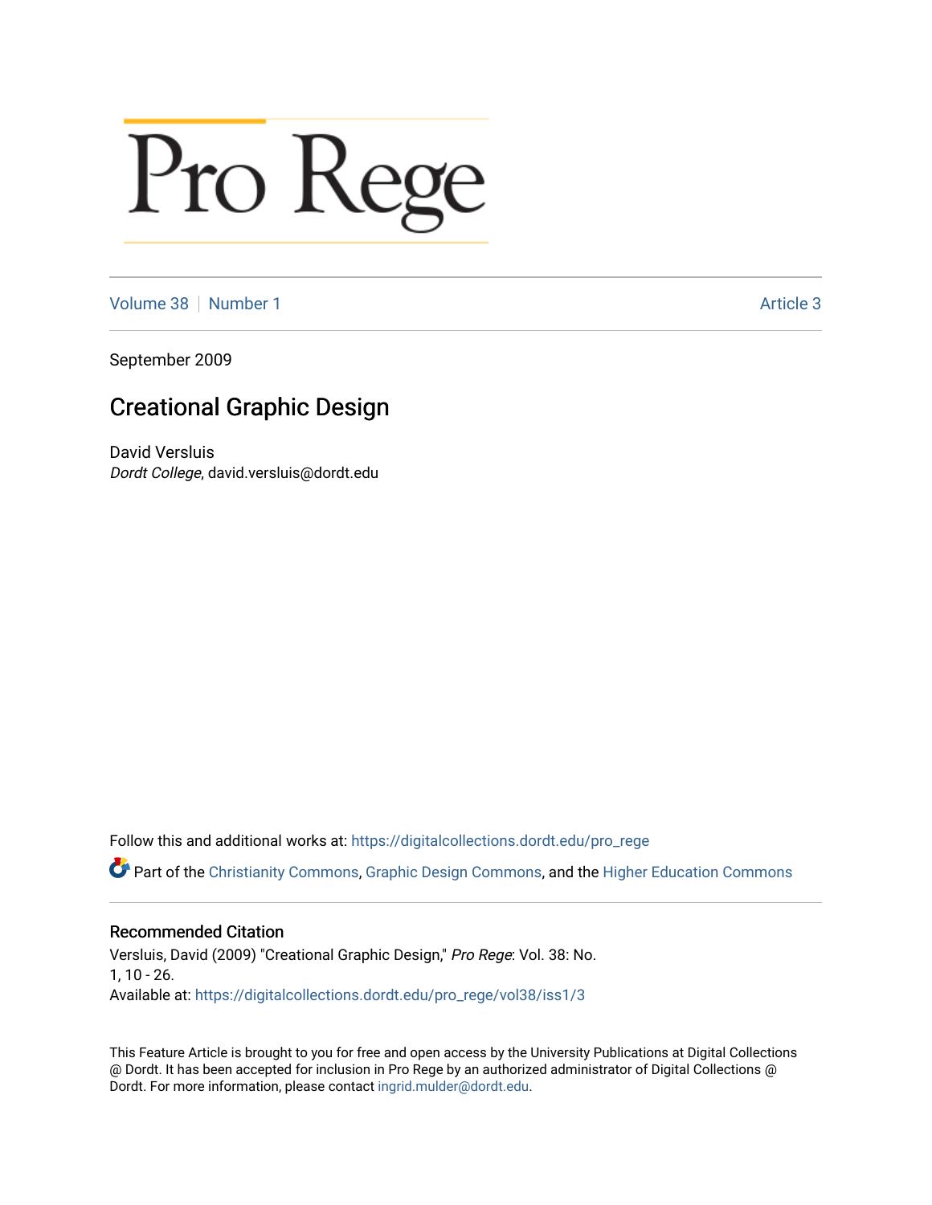# Pro Rege

Volume 38 | Number 1 | Article 3

September 2009

## Creational Graphic Design

David Versluis
*Dordt College*, david.versluis@dordt.edu

Follow this and additional works at: https://digitalcollections.dordt.edu/pro_rege

Part of the Christianity Commons, Graphic Design Commons, and the Higher Education Commons

### Recommended Citation

Versluis, David (2009) "Creational Graphic Design," *Pro Rege*: Vol. 38: No. 1, 10 - 26.
Available at: https://digitalcollections.dordt.edu/pro_rege/vol38/iss1/3

This Feature Article is brought to you for free and open access by the University Publications at Digital Collections @ Dordt. It has been accepted for inclusion in Pro Rege by an authorized administrator of Digital Collections @ Dordt. For more information, please contact ingrid.mulder@dordt.edu.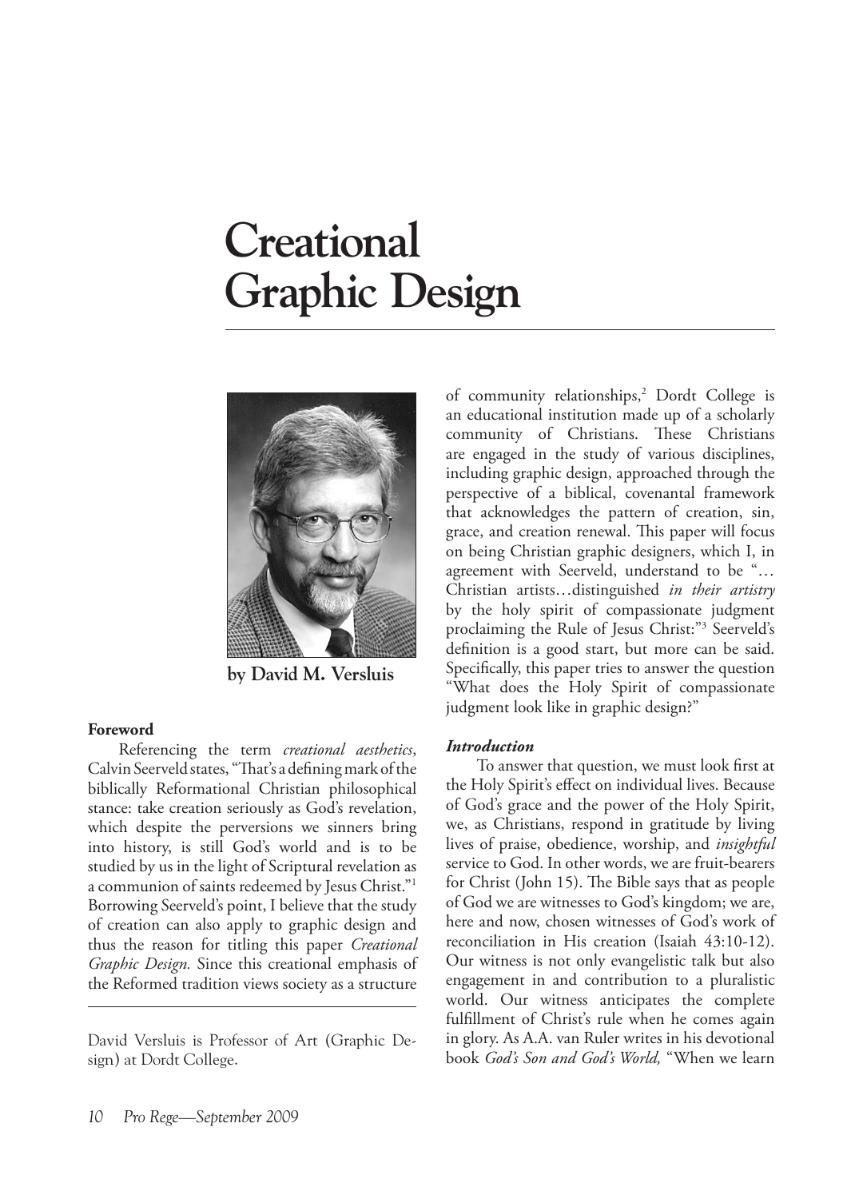# Creational Graphic Design

**by David M. Versluis**

David Versluis is Professor of Art (Graphic Design) at Dordt College.

### Foreword

Referencing the term *creational aesthetics*, Calvin Seerveld states, "That's a defining mark of the biblically Reformational Christian philosophical stance: take creation seriously as God's revelation, which despite the perversions we sinners bring into history, is still God's world and is to be studied by us in the light of Scriptural revelation as a communion of saints redeemed by Jesus Christ."[1] Borrowing Seerveld's point, I believe that the study of creation can also apply to graphic design and thus the reason for titling this paper *Creational Graphic Design.* Since this creational emphasis of the Reformed tradition views society as a structure of community relationships,[2] Dordt College is an educational institution made up of a scholarly community of Christians. These Christians are engaged in the study of various disciplines, including graphic design, approached through the perspective of a biblical, covenantal framework that acknowledges the pattern of creation, sin, grace, and creation renewal. This paper will focus on being Christian graphic designers, which I, in agreement with Seerveld, understand to be "… Christian artists…distinguished *in their artistry* by the holy spirit of compassionate judgment proclaiming the Rule of Jesus Christ:"[3] Seerveld's definition is a good start, but more can be said. Specifically, this paper tries to answer the question "What does the Holy Spirit of compassionate judgment look like in graphic design?"

### *Introduction*

To answer that question, we must look first at the Holy Spirit's effect on individual lives. Because of God's grace and the power of the Holy Spirit, we, as Christians, respond in gratitude by living lives of praise, obedience, worship, and *insightful* service to God. In other words, we are fruit-bearers for Christ (John 15). The Bible says that as people of God we are witnesses to God's kingdom; we are, here and now, chosen witnesses of God's work of reconciliation in His creation (Isaiah 43:10-12). Our witness is not only evangelistic talk but also engagement in and contribution to a pluralistic world. Our witness anticipates the complete fulfillment of Christ's rule when he comes again in glory. As A.A. van Ruler writes in his devotional book *God's Son and God's World,* "When we learn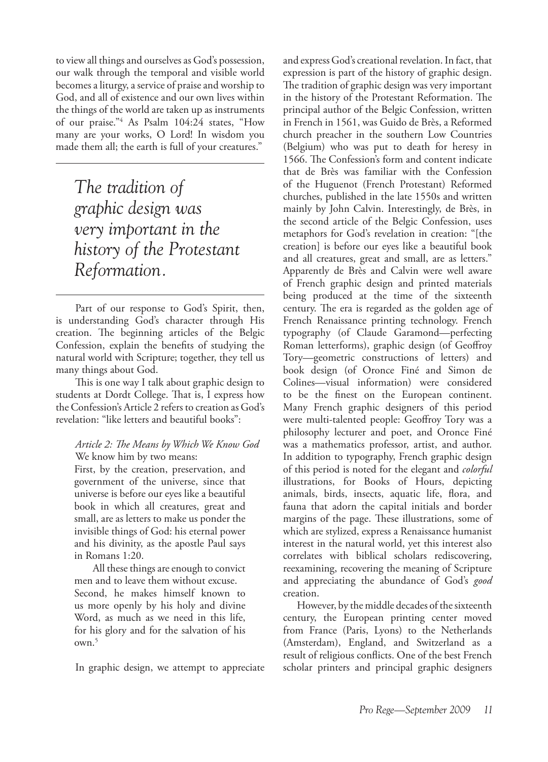to view all things and ourselves as God's possession, our walk through the temporal and visible world becomes a liturgy, a service of praise and worship to God, and all of existence and our own lives within the things of the world are taken up as instruments of our praise."[4] As Psalm 104:24 states, "How many are your works, O Lord! In wisdom you made them all; the earth is full of your creatures."

> *The tradition of graphic design was very important in the history of the Protestant Reformation.*

Part of our response to God's Spirit, then, is understanding God's character through His creation. The beginning articles of the Belgic Confession, explain the benefits of studying the natural world with Scripture; together, they tell us many things about God.

This is one way I talk about graphic design to students at Dordt College. That is, I express how the Confession's Article 2 refers to creation as God's revelation: "like letters and beautiful books":

> *Article 2: The Means by Which We Know God*
> We know him by two means:
> First, by the creation, preservation, and government of the universe, since that universe is before our eyes like a beautiful book in which all creatures, great and small, are as letters to make us ponder the invisible things of God: his eternal power and his divinity, as the apostle Paul says in Romans 1:20.
>
> All these things are enough to convict men and to leave them without excuse.
> Second, he makes himself known to us more openly by his holy and divine Word, as much as we need in this life, for his glory and for the salvation of his own.[5]

In graphic design, we attempt to appreciate and express God's creational revelation. In fact, that expression is part of the history of graphic design. The tradition of graphic design was very important in the history of the Protestant Reformation. The principal author of the Belgic Confession, written in French in 1561, was Guido de Brès, a Reformed church preacher in the southern Low Countries (Belgium) who was put to death for heresy in 1566. The Confession's form and content indicate that de Brès was familiar with the Confession of the Huguenot (French Protestant) Reformed churches, published in the late 1550s and written mainly by John Calvin. Interestingly, de Brès, in the second article of the Belgic Confession, uses metaphors for God's revelation in creation: "[the creation] is before our eyes like a beautiful book and all creatures, great and small, are as letters." Apparently de Brès and Calvin were well aware of French graphic design and printed materials being produced at the time of the sixteenth century. The era is regarded as the golden age of French Renaissance printing technology. French typography (of Claude Garamond—perfecting Roman letterforms), graphic design (of Geoffroy Tory—geometric constructions of letters) and book design (of Oronce Finé and Simon de Colines—visual information) were considered to be the finest on the European continent. Many French graphic designers of this period were multi-talented people: Geoffroy Tory was a philosophy lecturer and poet, and Oronce Finé was a mathematics professor, artist, and author. In addition to typography, French graphic design of this period is noted for the elegant and *colorful* illustrations, for Books of Hours, depicting animals, birds, insects, aquatic life, flora, and fauna that adorn the capital initials and border margins of the page. These illustrations, some of which are stylized, express a Renaissance humanist interest in the natural world, yet this interest also correlates with biblical scholars rediscovering, reexamining, recovering the meaning of Scripture and appreciating the abundance of God's *good* creation.

However, by the middle decades of the sixteenth century, the European printing center moved from France (Paris, Lyons) to the Netherlands (Amsterdam), England, and Switzerland as a result of religious conflicts. One of the best French scholar printers and principal graphic designers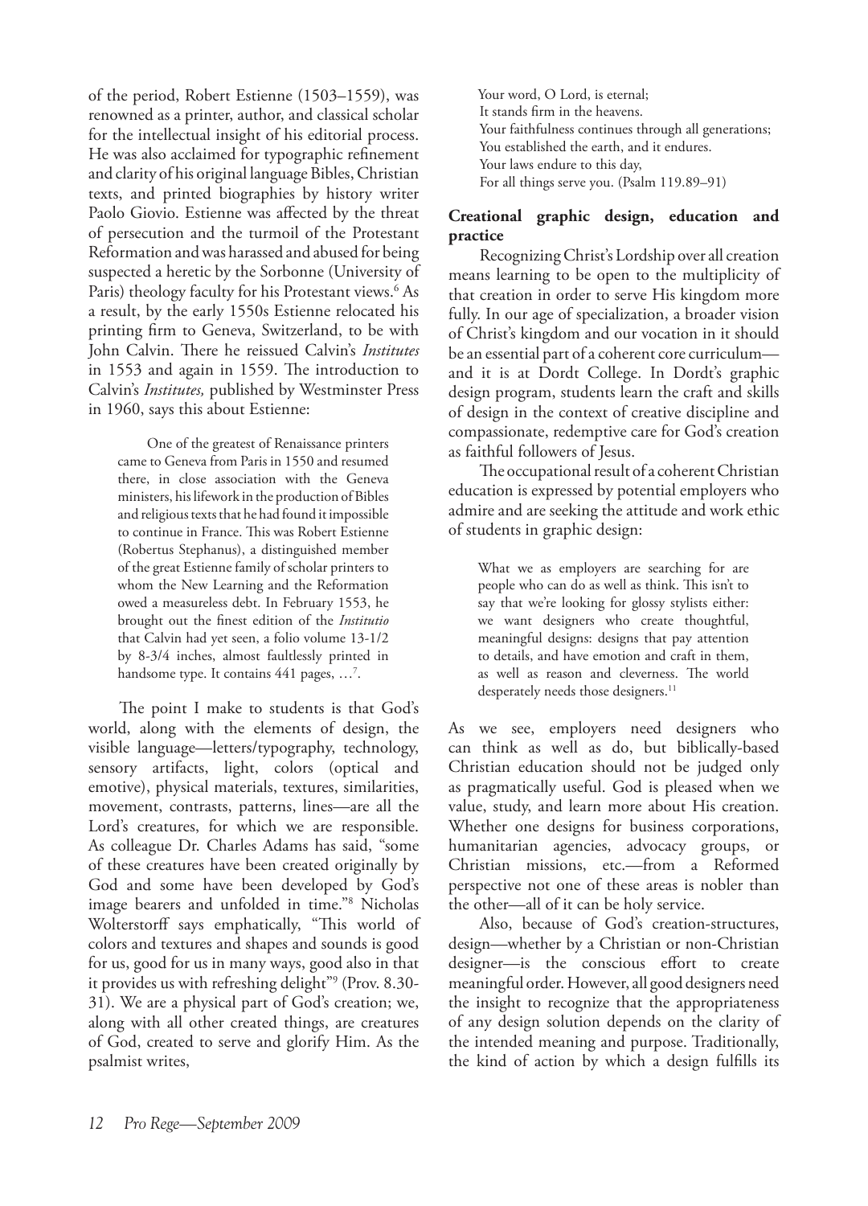of the period, Robert Estienne (1503–1559), was renowned as a printer, author, and classical scholar for the intellectual insight of his editorial process. He was also acclaimed for typographic refinement and clarity of his original language Bibles, Christian texts, and printed biographies by history writer Paolo Giovio. Estienne was affected by the threat of persecution and the turmoil of the Protestant Reformation and was harassed and abused for being suspected a heretic by the Sorbonne (University of Paris) theology faculty for his Protestant views.[6] As a result, by the early 1550s Estienne relocated his printing firm to Geneva, Switzerland, to be with John Calvin. There he reissued Calvin's *Institutes* in 1553 and again in 1559. The introduction to Calvin's *Institutes,* published by Westminster Press in 1960, says this about Estienne:

> One of the greatest of Renaissance printers came to Geneva from Paris in 1550 and resumed there, in close association with the Geneva ministers, his lifework in the production of Bibles and religious texts that he had found it impossible to continue in France. This was Robert Estienne (Robertus Stephanus), a distinguished member of the great Estienne family of scholar printers to whom the New Learning and the Reformation owed a measureless debt. In February 1553, he brought out the finest edition of the *Institutio* that Calvin had yet seen, a folio volume 13-1/2 by 8-3/4 inches, almost faultlessly printed in handsome type. It contains 441 pages, …[7].

The point I make to students is that God's world, along with the elements of design, the visible language—letters/typography, technology, sensory artifacts, light, colors (optical and emotive), physical materials, textures, similarities, movement, contrasts, patterns, lines—are all the Lord's creatures, for which we are responsible. As colleague Dr. Charles Adams has said, "some of these creatures have been created originally by God and some have been developed by God's image bearers and unfolded in time."[8] Nicholas Wolterstorff says emphatically, "This world of colors and textures and shapes and sounds is good for us, good for us in many ways, good also in that it provides us with refreshing delight"[9] (Prov. 8.30-31). We are a physical part of God's creation; we, along with all other created things, are creatures of God, created to serve and glorify Him. As the psalmist writes,

> Your word, O Lord, is eternal;
> It stands firm in the heavens.
> Your faithfulness continues through all generations;
> You established the earth, and it endures.
> Your laws endure to this day,
> For all things serve you. (Psalm 119.89–91)

**Creational graphic design, education and practice**

Recognizing Christ's Lordship over all creation means learning to be open to the multiplicity of that creation in order to serve His kingdom more fully. In our age of specialization, a broader vision of Christ's kingdom and our vocation in it should be an essential part of a coherent core curriculum—and it is at Dordt College. In Dordt's graphic design program, students learn the craft and skills of design in the context of creative discipline and compassionate, redemptive care for God's creation as faithful followers of Jesus.

The occupational result of a coherent Christian education is expressed by potential employers who admire and are seeking the attitude and work ethic of students in graphic design:

> What we as employers are searching for are people who can do as well as think. This isn't to say that we're looking for glossy stylists either: we want designers who create thoughtful, meaningful designs: designs that pay attention to details, and have emotion and craft in them, as well as reason and cleverness. The world desperately needs those designers.[11]

As we see, employers need designers who can think as well as do, but biblically-based Christian education should not be judged only as pragmatically useful. God is pleased when we value, study, and learn more about His creation. Whether one designs for business corporations, humanitarian agencies, advocacy groups, or Christian missions, etc.—from a Reformed perspective not one of these areas is nobler than the other—all of it can be holy service.

Also, because of God's creation-structures, design—whether by a Christian or non-Christian designer—is the conscious effort to create meaningful order. However, all good designers need the insight to recognize that the appropriateness of any design solution depends on the clarity of the intended meaning and purpose. Traditionally, the kind of action by which a design fulfills its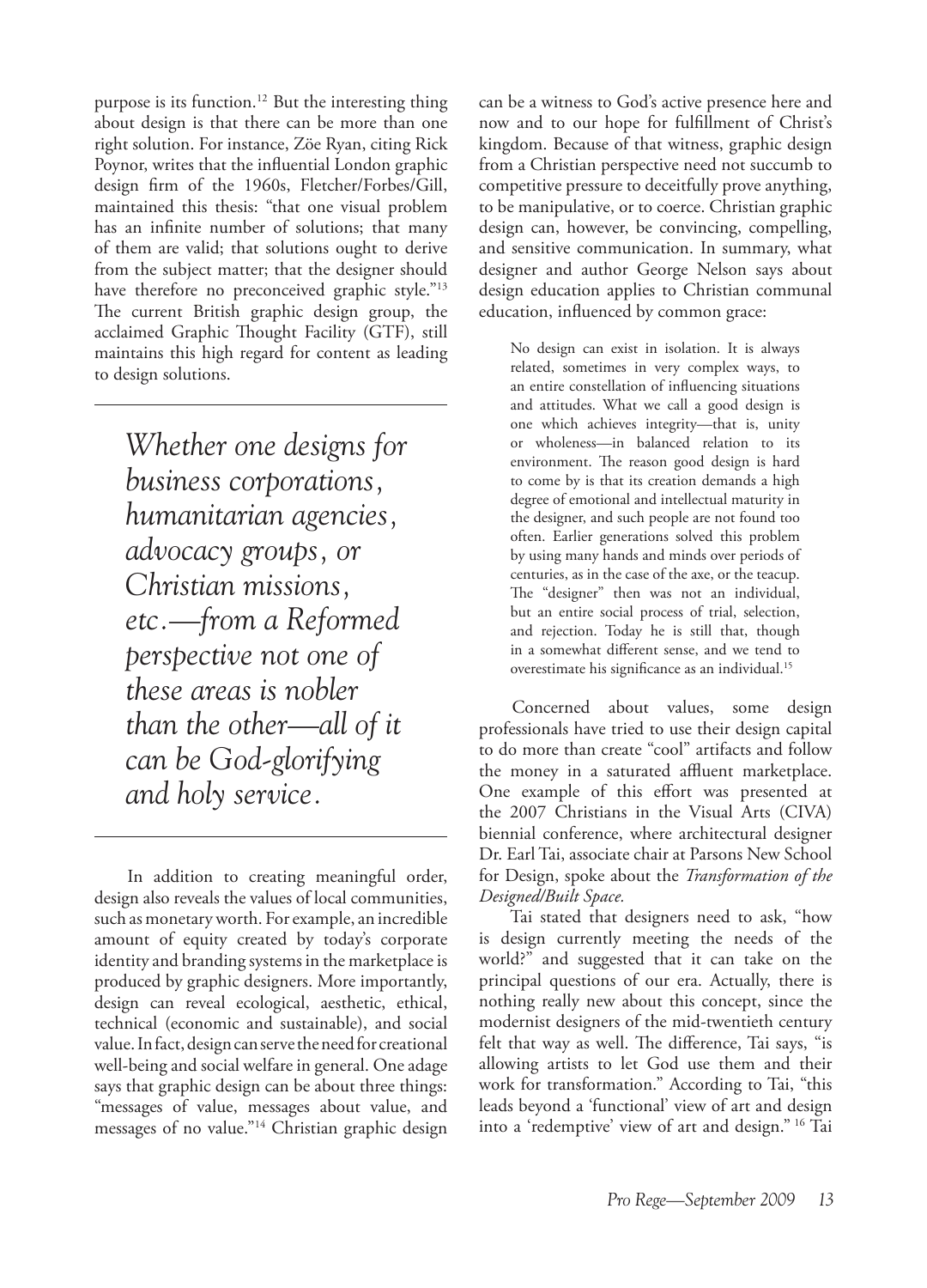purpose is its function.[12] But the interesting thing about design is that there can be more than one right solution. For instance, Zöe Ryan, citing Rick Poynor, writes that the influential London graphic design firm of the 1960s, Fletcher/Forbes/Gill, maintained this thesis: "that one visual problem has an infinite number of solutions; that many of them are valid; that solutions ought to derive from the subject matter; that the designer should have therefore no preconceived graphic style."[13] The current British graphic design group, the acclaimed Graphic Thought Facility (GTF), still maintains this high regard for content as leading to design solutions.

> *Whether one designs for business corporations, humanitarian agencies, advocacy groups, or Christian missions, etc.—from a Reformed perspective not one of these areas is nobler than the other—all of it can be God-glorifying and holy service.*

In addition to creating meaningful order, design also reveals the values of local communities, such as monetary worth. For example, an incredible amount of equity created by today's corporate identity and branding systems in the marketplace is produced by graphic designers. More importantly, design can reveal ecological, aesthetic, ethical, technical (economic and sustainable), and social value. In fact, design can serve the need for creational well-being and social welfare in general. One adage says that graphic design can be about three things: "messages of value, messages about value, and messages of no value."[14] Christian graphic design can be a witness to God's active presence here and now and to our hope for fulfillment of Christ's kingdom. Because of that witness, graphic design from a Christian perspective need not succumb to competitive pressure to deceitfully prove anything, to be manipulative, or to coerce. Christian graphic design can, however, be convincing, compelling, and sensitive communication. In summary, what designer and author George Nelson says about design education applies to Christian communal education, influenced by common grace:

> No design can exist in isolation. It is always related, sometimes in very complex ways, to an entire constellation of influencing situations and attitudes. What we call a good design is one which achieves integrity—that is, unity or wholeness—in balanced relation to its environment. The reason good design is hard to come by is that its creation demands a high degree of emotional and intellectual maturity in the designer, and such people are not found too often. Earlier generations solved this problem by using many hands and minds over periods of centuries, as in the case of the axe, or the teacup. The "designer" then was not an individual, but an entire social process of trial, selection, and rejection. Today he is still that, though in a somewhat different sense, and we tend to overestimate his significance as an individual.[15]

Concerned about values, some design professionals have tried to use their design capital to do more than create "cool" artifacts and follow the money in a saturated affluent marketplace. One example of this effort was presented at the 2007 Christians in the Visual Arts (CIVA) biennial conference, where architectural designer Dr. Earl Tai, associate chair at Parsons New School for Design, spoke about the *Transformation of the Designed/Built Space.*

Tai stated that designers need to ask, "how is design currently meeting the needs of the world?" and suggested that it can take on the principal questions of our era. Actually, there is nothing really new about this concept, since the modernist designers of the mid-twentieth century felt that way as well. The difference, Tai says, "is allowing artists to let God use them and their work for transformation." According to Tai, "this leads beyond a 'functional' view of art and design into a 'redemptive' view of art and design."[16] Tai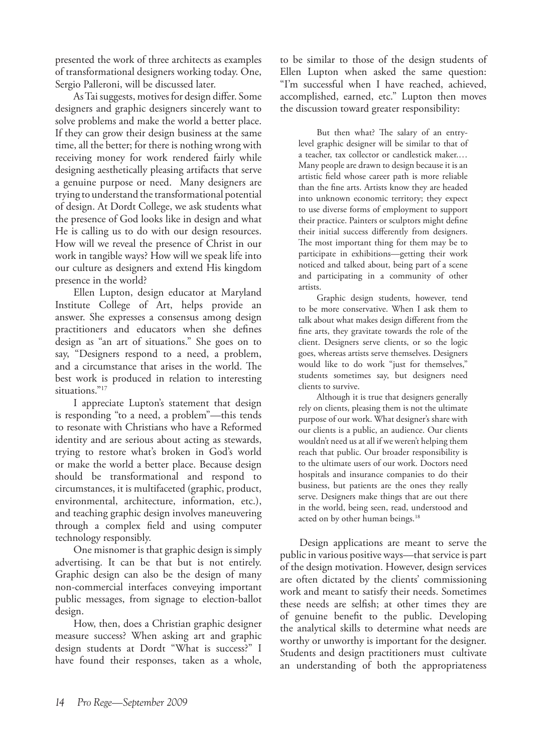presented the work of three architects as examples of transformational designers working today. One, Sergio Palleroni, will be discussed later.

As Tai suggests, motives for design differ. Some designers and graphic designers sincerely want to solve problems and make the world a better place. If they can grow their design business at the same time, all the better; for there is nothing wrong with receiving money for work rendered fairly while designing aesthetically pleasing artifacts that serve a genuine purpose or need. Many designers are trying to understand the transformational potential of design. At Dordt College, we ask students what the presence of God looks like in design and what He is calling us to do with our design resources. How will we reveal the presence of Christ in our work in tangible ways? How will we speak life into our culture as designers and extend His kingdom presence in the world?

Ellen Lupton, design educator at Maryland Institute College of Art, helps provide an answer. She expresses a consensus among design practitioners and educators when she defines design as "an art of situations." She goes on to say, "Designers respond to a need, a problem, and a circumstance that arises in the world. The best work is produced in relation to interesting situations."[17]

I appreciate Lupton's statement that design is responding "to a need, a problem"—this tends to resonate with Christians who have a Reformed identity and are serious about acting as stewards, trying to restore what's broken in God's world or make the world a better place. Because design should be transformational and respond to circumstances, it is multifaceted (graphic, product, environmental, architecture, information, etc.), and teaching graphic design involves maneuvering through a complex field and using computer technology responsibly.

One misnomer is that graphic design is simply advertising. It can be that but is not entirely. Graphic design can also be the design of many non-commercial interfaces conveying important public messages, from signage to election-ballot design.

How, then, does a Christian graphic designer measure success? When asking art and graphic design students at Dordt "What is success?" I have found their responses, taken as a whole, to be similar to those of the design students of Ellen Lupton when asked the same question: "I'm successful when I have reached, achieved, accomplished, earned, etc." Lupton then moves the discussion toward greater responsibility:

> But then what? The salary of an entry-level graphic designer will be similar to that of a teacher, tax collector or candlestick maker.… Many people are drawn to design because it is an artistic field whose career path is more reliable than the fine arts. Artists know they are headed into unknown economic territory; they expect to use diverse forms of employment to support their practice. Painters or sculptors might define their initial success differently from designers. The most important thing for them may be to participate in exhibitions—getting their work noticed and talked about, being part of a scene and participating in a community of other artists.
>
> Graphic design students, however, tend to be more conservative. When I ask them to talk about what makes design different from the fine arts, they gravitate towards the role of the client. Designers serve clients, or so the logic goes, whereas artists serve themselves. Designers would like to do work "just for themselves," students sometimes say, but designers need clients to survive.
>
> Although it is true that designers generally rely on clients, pleasing them is not the ultimate purpose of our work. What designer's share with our clients is a public, an audience. Our clients wouldn't need us at all if we weren't helping them reach that public. Our broader responsibility is to the ultimate users of our work. Doctors need hospitals and insurance companies to do their business, but patients are the ones they really serve. Designers make things that are out there in the world, being seen, read, understood and acted on by other human beings.[18]

Design applications are meant to serve the public in various positive ways—that service is part of the design motivation. However, design services are often dictated by the clients' commissioning work and meant to satisfy their needs. Sometimes these needs are selfish; at other times they are of genuine benefit to the public. Developing the analytical skills to determine what needs are worthy or unworthy is important for the designer. Students and design practitioners must cultivate an understanding of both the appropriateness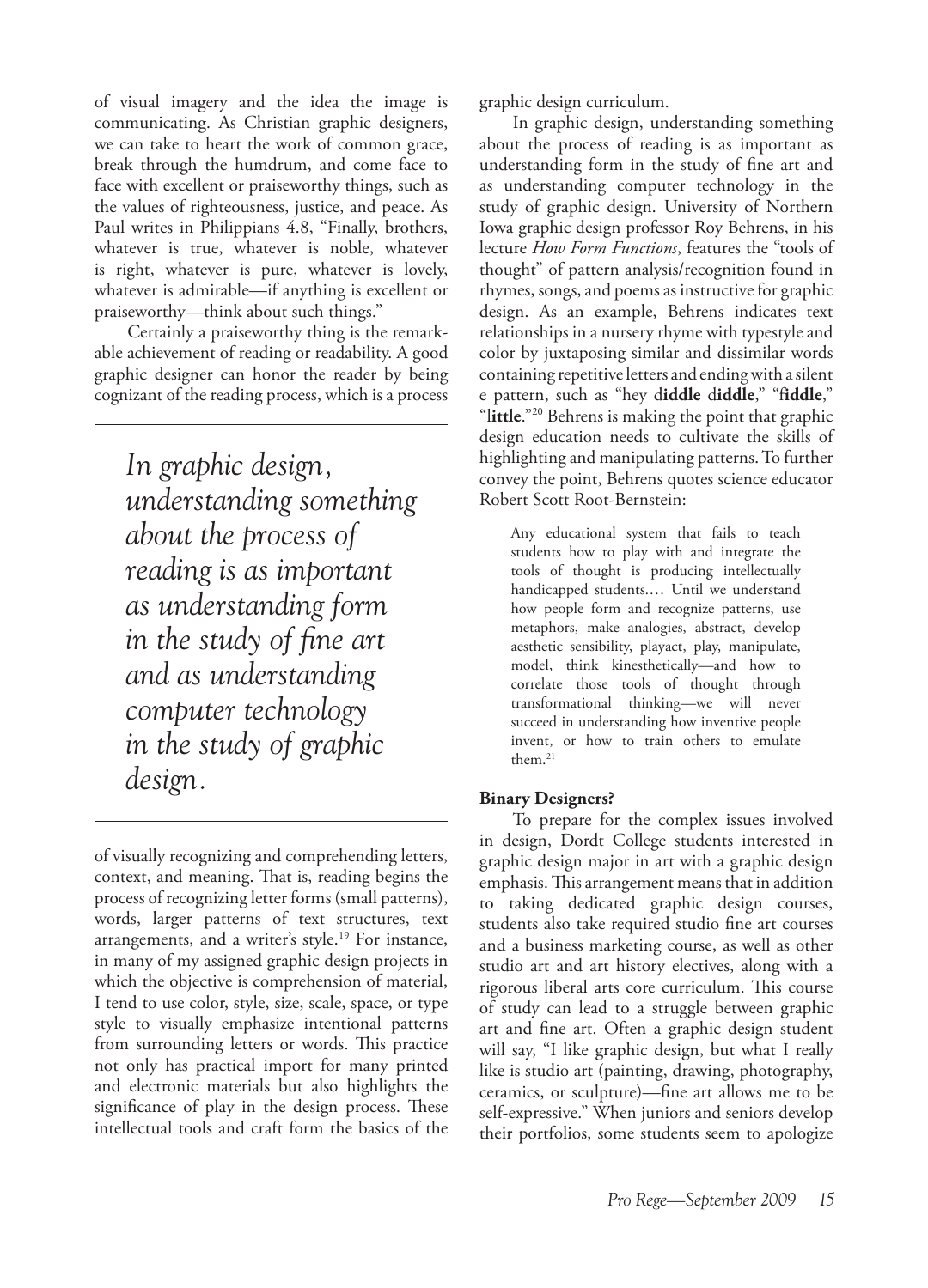of visual imagery and the idea the image is communicating. As Christian graphic designers, we can take to heart the work of common grace, break through the humdrum, and come face to face with excellent or praiseworthy things, such as the values of righteousness, justice, and peace. As Paul writes in Philippians 4.8, "Finally, brothers, whatever is true, whatever is noble, whatever is right, whatever is pure, whatever is lovely, whatever is admirable—if anything is excellent or praiseworthy—think about such things."

Certainly a praiseworthy thing is the remarkable achievement of reading or readability. A good graphic designer can honor the reader by being cognizant of the reading process, which is a process of visually recognizing and comprehending letters, context, and meaning. That is, reading begins the process of recognizing letter forms (small patterns), words, larger patterns of text structures, text arrangements, and a writer's style.[19] For instance, in many of my assigned graphic design projects in which the objective is comprehension of material, I tend to use color, style, size, scale, space, or type style to visually emphasize intentional patterns from surrounding letters or words. This practice not only has practical import for many printed and electronic materials but also highlights the significance of play in the design process. These intellectual tools and craft form the basics of the graphic design curriculum.

> *In graphic design, understanding something about the process of reading is as important as understanding form in the study of fine art and as understanding computer technology in the study of graphic design.*

In graphic design, understanding something about the process of reading is as important as understanding form in the study of fine art and as understanding computer technology in the study of graphic design. University of Northern Iowa graphic design professor Roy Behrens, in his lecture *How Form Functions*, features the "tools of thought" of pattern analysis/recognition found in rhymes, songs, and poems as instructive for graphic design. As an example, Behrens indicates text relationships in a nursery rhyme with typestyle and color by juxtaposing similar and dissimilar words containing repetitive letters and ending with a silent e pattern, such as "hey d**iddle** d**iddle**," "f**iddle**," "l**ittle**."[20] Behrens is making the point that graphic design education needs to cultivate the skills of highlighting and manipulating patterns. To further convey the point, Behrens quotes science educator Robert Scott Root-Bernstein:

> Any educational system that fails to teach students how to play with and integrate the tools of thought is producing intellectually handicapped students.… Until we understand how people form and recognize patterns, use metaphors, make analogies, abstract, develop aesthetic sensibility, playact, play, manipulate, model, think kinesthetically—and how to correlate those tools of thought through transformational thinking—we will never succeed in understanding how inventive people invent, or how to train others to emulate them.[21]

**Binary Designers?**

To prepare for the complex issues involved in design, Dordt College students interested in graphic design major in art with a graphic design emphasis. This arrangement means that in addition to taking dedicated graphic design courses, students also take required studio fine art courses and a business marketing course, as well as other studio art and art history electives, along with a rigorous liberal arts core curriculum. This course of study can lead to a struggle between graphic art and fine art. Often a graphic design student will say, "I like graphic design, but what I really like is studio art (painting, drawing, photography, ceramics, or sculpture)—fine art allows me to be self-expressive." When juniors and seniors develop their portfolios, some students seem to apologize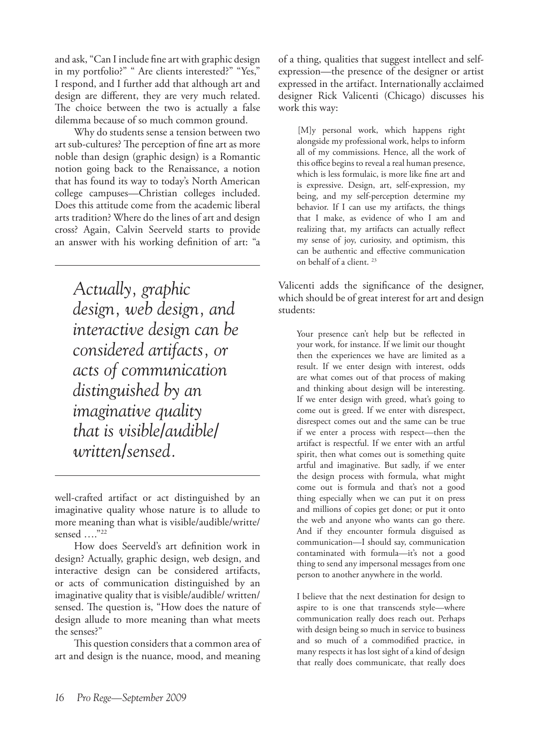and ask, "Can I include fine art with graphic design in my portfolio?" " Are clients interested?" "Yes," I respond, and I further add that although art and design are different, they are very much related. The choice between the two is actually a false dilemma because of so much common ground.

Why do students sense a tension between two art sub-cultures? The perception of fine art as more noble than design (graphic design) is a Romantic notion going back to the Renaissance, a notion that has found its way to today's North American college campuses—Christian colleges included. Does this attitude come from the academic liberal arts tradition? Where do the lines of art and design cross? Again, Calvin Seerveld starts to provide an answer with his working definition of art: "a well-crafted artifact or act distinguished by an imaginative quality whose nature is to allude to more meaning than what is visible/audible/writte/ sensed …."[22]

> *Actually, graphic design, web design, and interactive design can be considered artifacts, or acts of communication distinguished by an imaginative quality that is visible/audible/ written/sensed.*

How does Seerveld's art definition work in design? Actually, graphic design, web design, and interactive design can be considered artifacts, or acts of communication distinguished by an imaginative quality that is visible/audible/ written/ sensed. The question is, "How does the nature of design allude to more meaning than what meets the senses?"

This question considers that a common area of art and design is the nuance, mood, and meaning of a thing, qualities that suggest intellect and self-expression—the presence of the designer or artist expressed in the artifact. Internationally acclaimed designer Rick Valicenti (Chicago) discusses his work this way:

> [M]y personal work, which happens right alongside my professional work, helps to inform all of my commissions. Hence, all the work of this office begins to reveal a real human presence, which is less formulaic, is more like fine art and is expressive. Design, art, self-expression, my being, and my self-perception determine my behavior. If I can use my artifacts, the things that I make, as evidence of who I am and realizing that, my artifacts can actually reflect my sense of joy, curiosity, and optimism, this can be authentic and effective communication on behalf of a client. [23]

Valicenti adds the significance of the designer, which should be of great interest for art and design students:

> Your presence can't help but be reflected in your work, for instance. If we limit our thought then the experiences we have are limited as a result. If we enter design with interest, odds are what comes out of that process of making and thinking about design will be interesting. If we enter design with greed, what's going to come out is greed. If we enter with disrespect, disrespect comes out and the same can be true if we enter a process with respect—then the artifact is respectful. If we enter with an artful spirit, then what comes out is something quite artful and imaginative. But sadly, if we enter the design process with formula, what might come out is formula and that's not a good thing especially when we can put it on press and millions of copies get done; or put it onto the web and anyone who wants can go there. And if they encounter formula disguised as communication—I should say, communication contaminated with formula—it's not a good thing to send any impersonal messages from one person to another anywhere in the world.
>
> I believe that the next destination for design to aspire to is one that transcends style—where communication really does reach out. Perhaps with design being so much in service to business and so much of a commodified practice, in many respects it has lost sight of a kind of design that really does communicate, that really does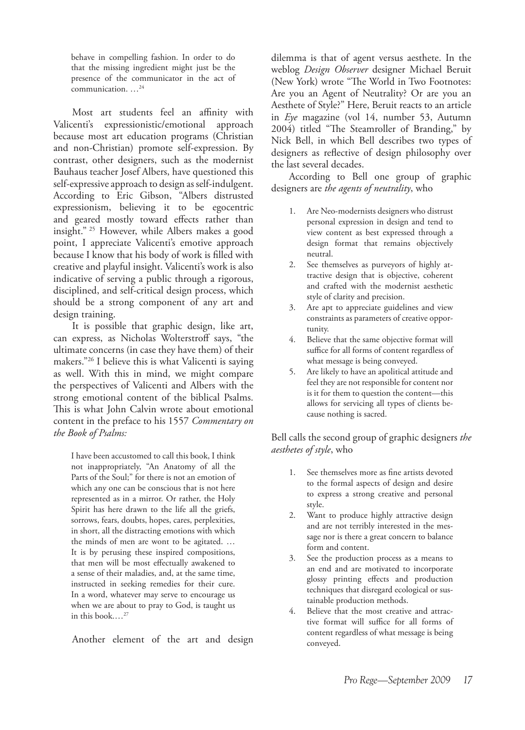> behave in compelling fashion. In order to do that the missing ingredient might just be the presence of the communicator in the act of communication. …[24]

Most art students feel an affinity with Valicenti's expressionistic/emotional approach because most art education programs (Christian and non-Christian) promote self-expression. By contrast, other designers, such as the modernist Bauhaus teacher Josef Albers, have questioned this self-expressive approach to design as self-indulgent. According to Eric Gibson, "Albers distrusted expressionism, believing it to be egocentric and geared mostly toward effects rather than insight." [25] However, while Albers makes a good point, I appreciate Valicenti's emotive approach because I know that his body of work is filled with creative and playful insight. Valicenti's work is also indicative of serving a public through a rigorous, disciplined, and self-critical design process, which should be a strong component of any art and design training.

It is possible that graphic design, like art, can express, as Nicholas Wolterstorff says, "the ultimate concerns (in case they have them) of their makers."[26] I believe this is what Valicenti is saying as well. With this in mind, we might compare the perspectives of Valicenti and Albers with the strong emotional content of the biblical Psalms. This is what John Calvin wrote about emotional content in the preface to his 1557 *Commentary on the Book of Psalms:*

> I have been accustomed to call this book, I think not inappropriately, "An Anatomy of all the Parts of the Soul;" for there is not an emotion of which any one can be conscious that is not here represented as in a mirror. Or rather, the Holy Spirit has here drawn to the life all the griefs, sorrows, fears, doubts, hopes, cares, perplexities, in short, all the distracting emotions with which the minds of men are wont to be agitated. … It is by perusing these inspired compositions, that men will be most effectually awakened to a sense of their maladies, and, at the same time, instructed in seeking remedies for their cure. In a word, whatever may serve to encourage us when we are about to pray to God, is taught us in this book.…[27]

Another element of the art and design dilemma is that of agent versus aesthete. In the weblog *Design Observer* designer Michael Beruit (New York) wrote "The World in Two Footnotes: Are you an Agent of Neutrality? Or are you an Aesthete of Style?" Here, Beruit reacts to an article in *Eye* magazine (vol 14, number 53, Autumn 2004) titled "The Steamroller of Branding," by Nick Bell, in which Bell describes two types of designers as reflective of design philosophy over the last several decades.

According to Bell one group of graphic designers are *the agents of neutrality*, who

1. Are Neo-modernists designers who distrust personal expression in design and tend to view content as best expressed through a design format that remains objectively neutral.
2. See themselves as purveyors of highly attractive design that is objective, coherent and crafted with the modernist aesthetic style of clarity and precision.
3. Are apt to appreciate guidelines and view constraints as parameters of creative opportunity.
4. Believe that the same objective format will suffice for all forms of content regardless of what message is being conveyed.
5. Are likely to have an apolitical attitude and feel they are not responsible for content nor is it for them to question the content—this allows for servicing all types of clients because nothing is sacred.

Bell calls the second group of graphic designers *the aesthetes of style*, who

1. See themselves more as fine artists devoted to the formal aspects of design and desire to express a strong creative and personal style.
2. Want to produce highly attractive design and are not terribly interested in the message nor is there a great concern to balance form and content.
3. See the production process as a means to an end and are motivated to incorporate glossy printing effects and production techniques that disregard ecological or sustainable production methods.
4. Believe that the most creative and attractive format will suffice for all forms of content regardless of what message is being conveyed.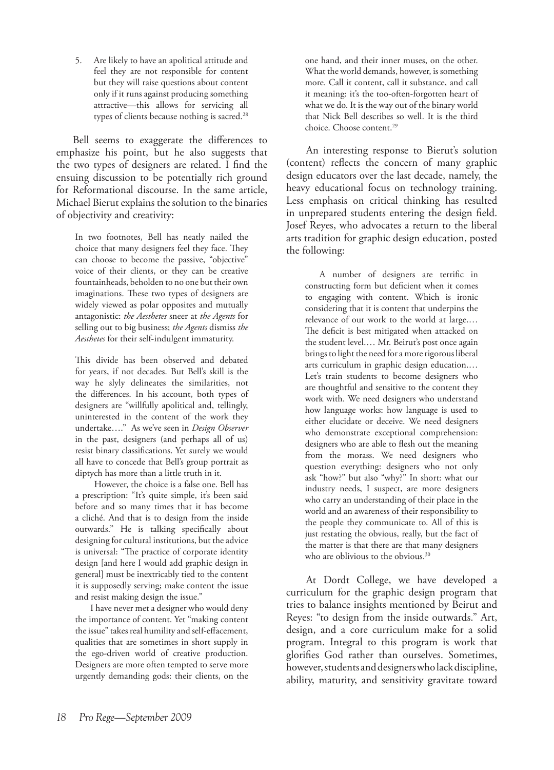5. Are likely to have an apolitical attitude and feel they are not responsible for content but they will raise questions about content only if it runs against producing something attractive—this allows for servicing all types of clients because nothing is sacred.[28]

Bell seems to exaggerate the differences to emphasize his point, but he also suggests that the two types of designers are related. I find the ensuing discussion to be potentially rich ground for Reformational discourse. In the same article, Michael Bierut explains the solution to the binaries of objectivity and creativity:

> In two footnotes, Bell has neatly nailed the choice that many designers feel they face. They can choose to become the passive, "objective" voice of their clients, or they can be creative fountainheads, beholden to no one but their own imaginations. These two types of designers are widely viewed as polar opposites and mutually antagonistic: *the Aesthetes* sneer at *the Agents* for selling out to big business; *the Agents* dismiss *the Aesthetes* for their self-indulgent immaturity.
>
> This divide has been observed and debated for years, if not decades. But Bell's skill is the way he slyly delineates the similarities, not the differences. In his account, both types of designers are "willfully apolitical and, tellingly, uninterested in the content of the work they undertake…." As we've seen in *Design Observer* in the past, designers (and perhaps all of us) resist binary classifications. Yet surely we would all have to concede that Bell's group portrait as diptych has more than a little truth in it.
>
> However, the choice is a false one. Bell has a prescription: "It's quite simple, it's been said before and so many times that it has become a cliché. And that is to design from the inside outwards." He is talking specifically about designing for cultural institutions, but the advice is universal: "The practice of corporate identity design [and here I would add graphic design in general] must be inextricably tied to the content it is supposedly serving; make content the issue and resist making design the issue."
>
> I have never met a designer who would deny the importance of content. Yet "making content the issue" takes real humility and self-effacement, qualities that are sometimes in short supply in the ego-driven world of creative production. Designers are more often tempted to serve more urgently demanding gods: their clients, on the one hand, and their inner muses, on the other. What the world demands, however, is something more. Call it content, call it substance, and call it meaning: it's the too-often-forgotten heart of what we do. It is the way out of the binary world that Nick Bell describes so well. It is the third choice. Choose content.[29]

An interesting response to Bierut's solution (content) reflects the concern of many graphic design educators over the last decade, namely, the heavy educational focus on technology training. Less emphasis on critical thinking has resulted in unprepared students entering the design field. Josef Reyes, who advocates a return to the liberal arts tradition for graphic design education, posted the following:

> A number of designers are terrific in constructing form but deficient when it comes to engaging with content. Which is ironic considering that it is content that underpins the relevance of our work to the world at large.… The deficit is best mitigated when attacked on the student level.… Mr. Beirut's post once again brings to light the need for a more rigorous liberal arts curriculum in graphic design education.… Let's train students to become designers who are thoughtful and sensitive to the content they work with. We need designers who understand how language works: how language is used to either elucidate or deceive. We need designers who demonstrate exceptional comprehension: designers who are able to flesh out the meaning from the morass. We need designers who question everything: designers who not only ask "how?" but also "why?" In short: what our industry needs, I suspect, are more designers who carry an understanding of their place in the world and an awareness of their responsibility to the people they communicate to. All of this is just restating the obvious, really, but the fact of the matter is that there are that many designers who are oblivious to the obvious.[30]

At Dordt College, we have developed a curriculum for the graphic design program that tries to balance insights mentioned by Beirut and Reyes: "to design from the inside outwards." Art, design, and a core curriculum make for a solid program. Integral to this program is work that glorifies God rather than ourselves. Sometimes, however, students and designers who lack discipline, ability, maturity, and sensitivity gravitate toward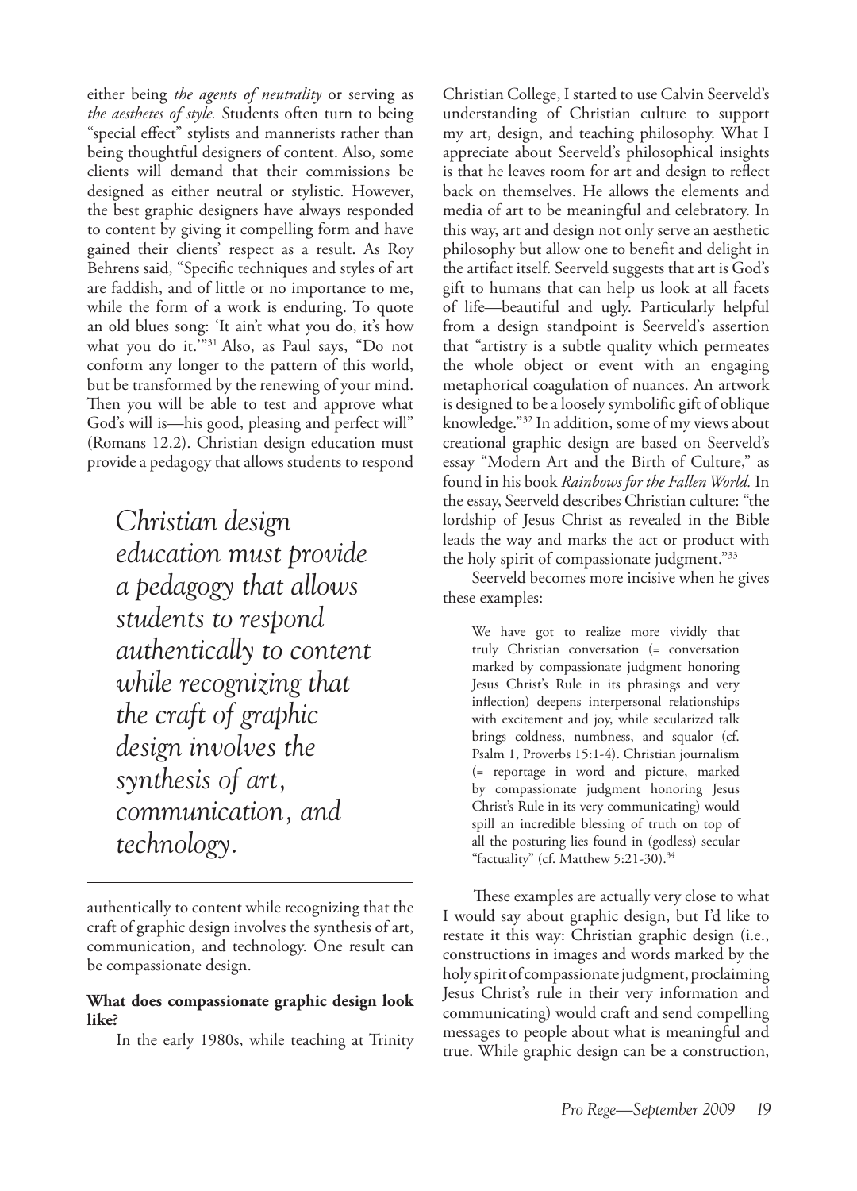either being *the agents of neutrality* or serving as *the aesthetes of style.* Students often turn to being "special effect" stylists and mannerists rather than being thoughtful designers of content. Also, some clients will demand that their commissions be designed as either neutral or stylistic. However, the best graphic designers have always responded to content by giving it compelling form and have gained their clients' respect as a result. As Roy Behrens said, "Specific techniques and styles of art are faddish, and of little or no importance to me, while the form of a work is enduring. To quote an old blues song: 'It ain't what you do, it's how what you do it.'"[31] Also, as Paul says, "Do not conform any longer to the pattern of this world, but be transformed by the renewing of your mind. Then you will be able to test and approve what God's will is—his good, pleasing and perfect will" (Romans 12.2). Christian design education must provide a pedagogy that allows students to respond authentically to content while recognizing that the craft of graphic design involves the synthesis of art, communication, and technology. One result can be compassionate design.

> *Christian design education must provide a pedagogy that allows students to respond authentically to content while recognizing that the craft of graphic design involves the synthesis of art, communication, and technology.*

**What does compassionate graphic design look like?**

In the early 1980s, while teaching at Trinity Christian College, I started to use Calvin Seerveld's understanding of Christian culture to support my art, design, and teaching philosophy. What I appreciate about Seerveld's philosophical insights is that he leaves room for art and design to reflect back on themselves. He allows the elements and media of art to be meaningful and celebratory. In this way, art and design not only serve an aesthetic philosophy but allow one to benefit and delight in the artifact itself. Seerveld suggests that art is God's gift to humans that can help us look at all facets of life—beautiful and ugly. Particularly helpful from a design standpoint is Seerveld's assertion that "artistry is a subtle quality which permeates the whole object or event with an engaging metaphorical coagulation of nuances. An artwork is designed to be a loosely symbolific gift of oblique knowledge."[32] In addition, some of my views about creational graphic design are based on Seerveld's essay "Modern Art and the Birth of Culture," as found in his book *Rainbows for the Fallen World.* In the essay, Seerveld describes Christian culture: "the lordship of Jesus Christ as revealed in the Bible leads the way and marks the act or product with the holy spirit of compassionate judgment."[33]

Seerveld becomes more incisive when he gives these examples:

> We have got to realize more vividly that truly Christian conversation (= conversation marked by compassionate judgment honoring Jesus Christ's Rule in its phrasings and very inflection) deepens interpersonal relationships with excitement and joy, while secularized talk brings coldness, numbness, and squalor (cf. Psalm 1, Proverbs 15:1-4). Christian journalism (= reportage in word and picture, marked by compassionate judgment honoring Jesus Christ's Rule in its very communicating) would spill an incredible blessing of truth on top of all the posturing lies found in (godless) secular "factuality" (cf. Matthew 5:21-30).[34]

These examples are actually very close to what I would say about graphic design, but I'd like to restate it this way: Christian graphic design (i.e., constructions in images and words marked by the holy spirit of compassionate judgment, proclaiming Jesus Christ's rule in their very information and communicating) would craft and send compelling messages to people about what is meaningful and true. While graphic design can be a construction,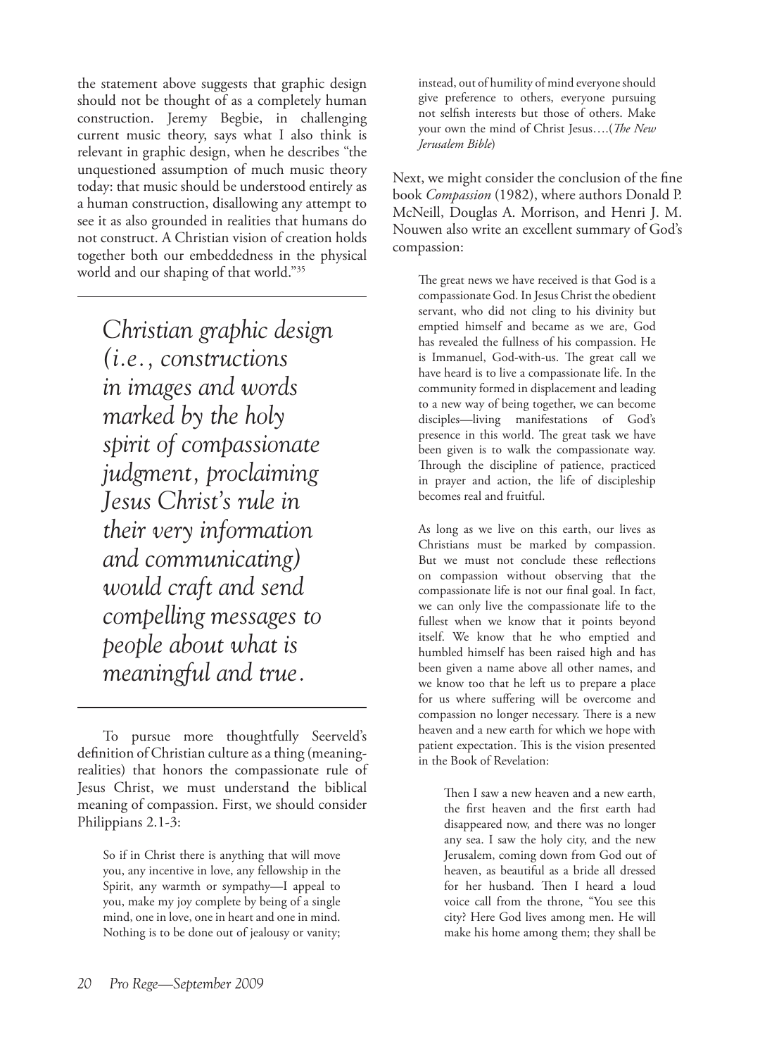the statement above suggests that graphic design should not be thought of as a completely human construction. Jeremy Begbie, in challenging current music theory, says what I also think is relevant in graphic design, when he describes "the unquestioned assumption of much music theory today: that music should be understood entirely as a human construction, disallowing any attempt to see it as also grounded in realities that humans do not construct. A Christian vision of creation holds together both our embeddedness in the physical world and our shaping of that world."[35]

---

*Christian graphic design (i.e., constructions in images and words marked by the holy spirit of compassionate judgment, proclaiming Jesus Christ's rule in their very information and communicating) would craft and send compelling messages to people about what is meaningful and true.*

---

To pursue more thoughtfully Seerveld's definition of Christian culture as a thing (meaning-realities) that honors the compassionate rule of Jesus Christ, we must understand the biblical meaning of compassion. First, we should consider Philippians 2.1-3:

> So if in Christ there is anything that will move you, any incentive in love, any fellowship in the Spirit, any warmth or sympathy—I appeal to you, make my joy complete by being of a single mind, one in love, one in heart and one in mind. Nothing is to be done out of jealousy or vanity; instead, out of humility of mind everyone should give preference to others, everyone pursuing not selfish interests but those of others. Make your own the mind of Christ Jesus….(*The New Jerusalem Bible*)

Next, we might consider the conclusion of the fine book *Compassion* (1982), where authors Donald P. McNeill, Douglas A. Morrison, and Henri J. M. Nouwen also write an excellent summary of God's compassion:

> The great news we have received is that God is a compassionate God. In Jesus Christ the obedient servant, who did not cling to his divinity but emptied himself and became as we are, God has revealed the fullness of his compassion. He is Immanuel, God-with-us. The great call we have heard is to live a compassionate life. In the community formed in displacement and leading to a new way of being together, we can become disciples—living manifestations of God's presence in this world. The great task we have been given is to walk the compassionate way. Through the discipline of patience, practiced in prayer and action, the life of discipleship becomes real and fruitful.
>
> As long as we live on this earth, our lives as Christians must be marked by compassion. But we must not conclude these reflections on compassion without observing that the compassionate life is not our final goal. In fact, we can only live the compassionate life to the fullest when we know that it points beyond itself. We know that he who emptied and humbled himself has been raised high and has been given a name above all other names, and we know too that he left us to prepare a place for us where suffering will be overcome and compassion no longer necessary. There is a new heaven and a new earth for which we hope with patient expectation. This is the vision presented in the Book of Revelation:
>
> > Then I saw a new heaven and a new earth, the first heaven and the first earth had disappeared now, and there was no longer any sea. I saw the holy city, and the new Jerusalem, coming down from God out of heaven, as beautiful as a bride all dressed for her husband. Then I heard a loud voice call from the throne, "You see this city? Here God lives among men. He will make his home among them; they shall be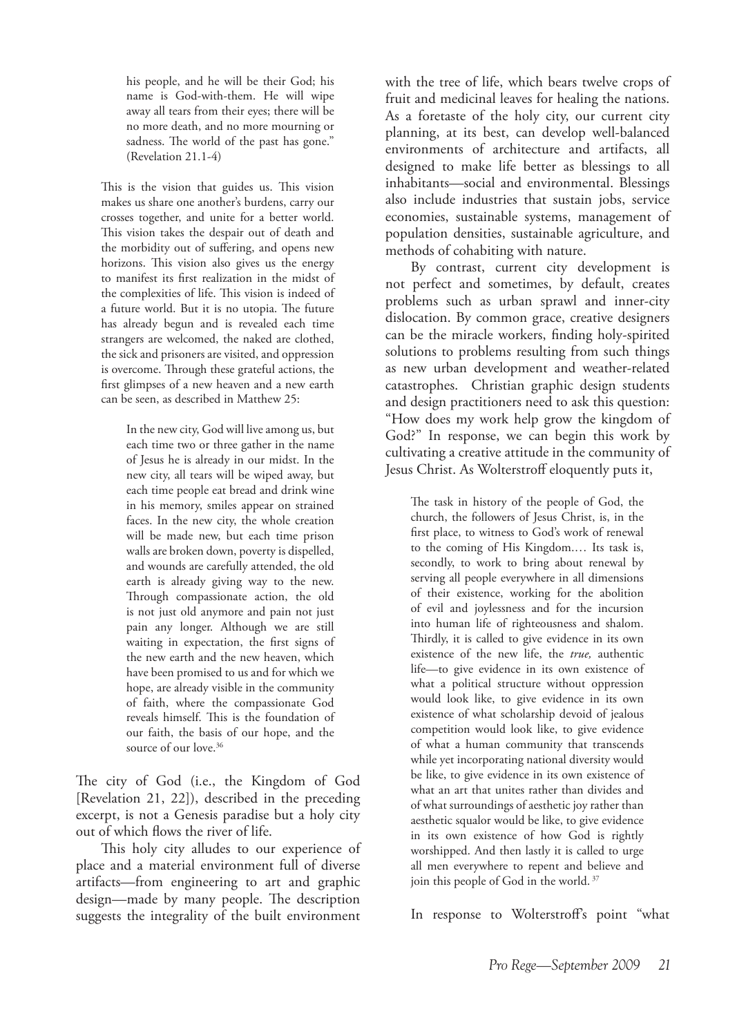> his people, and he will be their God; his name is God-with-them. He will wipe away all tears from their eyes; there will be no more death, and no more mourning or sadness. The world of the past has gone." (Revelation 21.1-4)

This is the vision that guides us. This vision makes us share one another's burdens, carry our crosses together, and unite for a better world. This vision takes the despair out of death and the morbidity out of suffering, and opens new horizons. This vision also gives us the energy to manifest its first realization in the midst of the complexities of life. This vision is indeed of a future world. But it is no utopia. The future has already begun and is revealed each time strangers are welcomed, the naked are clothed, the sick and prisoners are visited, and oppression is overcome. Through these grateful actions, the first glimpses of a new heaven and a new earth can be seen, as described in Matthew 25:

> In the new city, God will live among us, but each time two or three gather in the name of Jesus he is already in our midst. In the new city, all tears will be wiped away, but each time people eat bread and drink wine in his memory, smiles appear on strained faces. In the new city, the whole creation will be made new, but each time prison walls are broken down, poverty is dispelled, and wounds are carefully attended, the old earth is already giving way to the new. Through compassionate action, the old is not just old anymore and pain not just pain any longer. Although we are still waiting in expectation, the first signs of the new earth and the new heaven, which have been promised to us and for which we hope, are already visible in the community of faith, where the compassionate God reveals himself. This is the foundation of our faith, the basis of our hope, and the source of our love.[36]

The city of God (i.e., the Kingdom of God [Revelation 21, 22]), described in the preceding excerpt, is not a Genesis paradise but a holy city out of which flows the river of life.

This holy city alludes to our experience of place and a material environment full of diverse artifacts—from engineering to art and graphic design—made by many people. The description suggests the integrality of the built environment with the tree of life, which bears twelve crops of fruit and medicinal leaves for healing the nations. As a foretaste of the holy city, our current city planning, at its best, can develop well-balanced environments of architecture and artifacts, all designed to make life better as blessings to all inhabitants—social and environmental. Blessings also include industries that sustain jobs, service economies, sustainable systems, management of population densities, sustainable agriculture, and methods of cohabiting with nature.

By contrast, current city development is not perfect and sometimes, by default, creates problems such as urban sprawl and inner-city dislocation. By common grace, creative designers can be the miracle workers, finding holy-spirited solutions to problems resulting from such things as new urban development and weather-related catastrophes. Christian graphic design students and design practitioners need to ask this question: "How does my work help grow the kingdom of God?" In response, we can begin this work by cultivating a creative attitude in the community of Jesus Christ. As Wolterstorff eloquently puts it,

> The task in history of the people of God, the church, the followers of Jesus Christ, is, in the first place, to witness to God's work of renewal to the coming of His Kingdom.… Its task is, secondly, to work to bring about renewal by serving all people everywhere in all dimensions of their existence, working for the abolition of evil and joylessness and for the incursion into human life of righteousness and shalom. Thirdly, it is called to give evidence in its own existence of the new life, the *true,* authentic life—to give evidence in its own existence of what a political structure without oppression would look like, to give evidence in its own existence of what scholarship devoid of jealous competition would look like, to give evidence of what a human community that transcends while yet incorporating national diversity would be like, to give evidence in its own existence of what an art that unites rather than divides and of what surroundings of aesthetic joy rather than aesthetic squalor would be like, to give evidence in its own existence of how God is rightly worshipped. And then lastly it is called to urge all men everywhere to repent and believe and join this people of God in the world.[37]

In response to Wolterstorff's point "what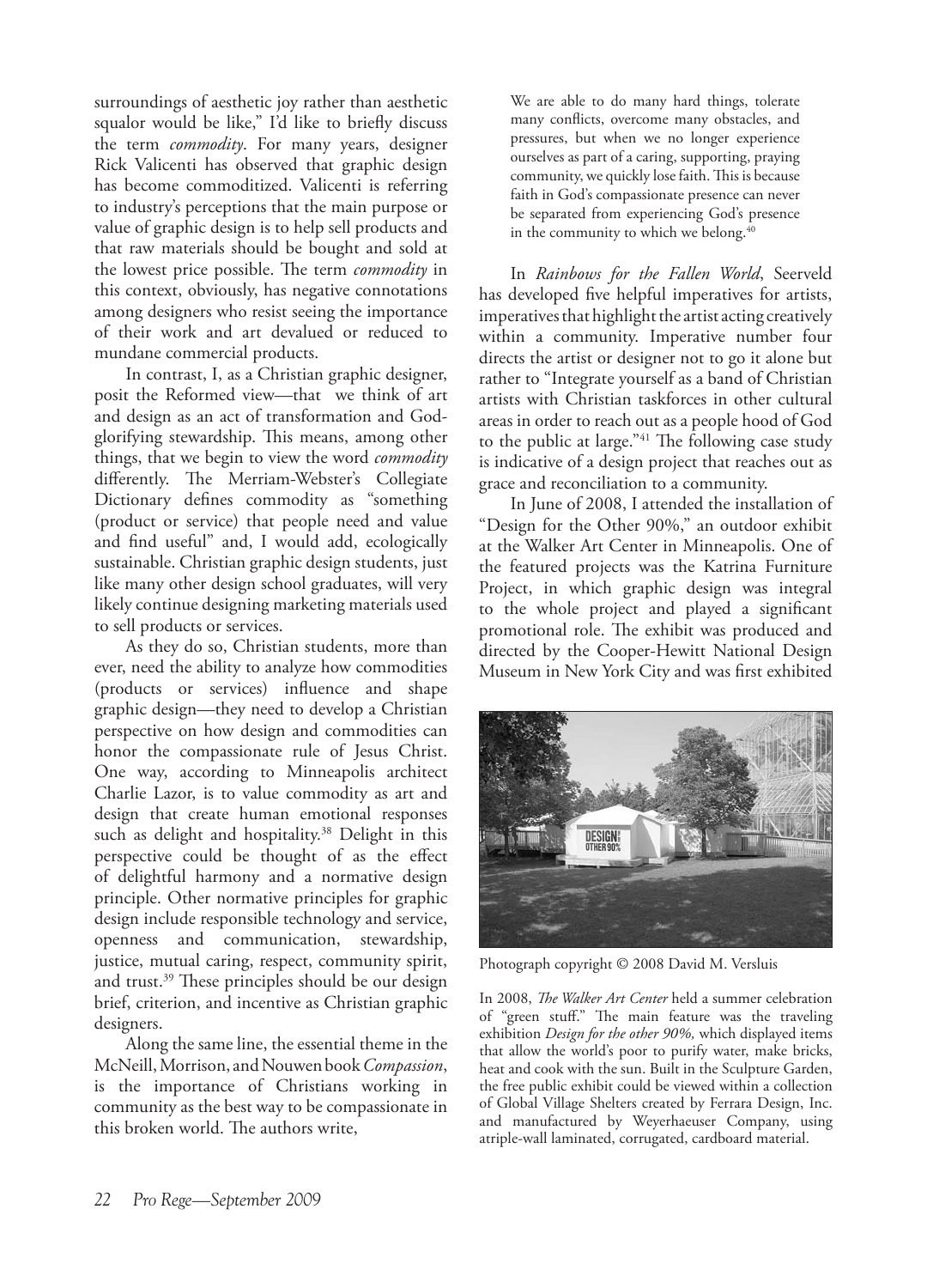surroundings of aesthetic joy rather than aesthetic squalor would be like," I'd like to briefly discuss the term *commodity*. For many years, designer Rick Valicenti has observed that graphic design has become commoditized. Valicenti is referring to industry's perceptions that the main purpose or value of graphic design is to help sell products and that raw materials should be bought and sold at the lowest price possible. The term *commodity* in this context, obviously, has negative connotations among designers who resist seeing the importance of their work and art devalued or reduced to mundane commercial products.

In contrast, I, as a Christian graphic designer, posit the Reformed view—that we think of art and design as an act of transformation and God-glorifying stewardship. This means, among other things, that we begin to view the word *commodity* differently. The Merriam-Webster's Collegiate Dictionary defines commodity as "something (product or service) that people need and value and find useful" and, I would add, ecologically sustainable. Christian graphic design students, just like many other design school graduates, will very likely continue designing marketing materials used to sell products or services.

As they do so, Christian students, more than ever, need the ability to analyze how commodities (products or services) influence and shape graphic design—they need to develop a Christian perspective on how design and commodities can honor the compassionate rule of Jesus Christ. One way, according to Minneapolis architect Charlie Lazor, is to value commodity as art and design that create human emotional responses such as delight and hospitality.[38] Delight in this perspective could be thought of as the effect of delightful harmony and a normative design principle. Other normative principles for graphic design include responsible technology and service, openness and communication, stewardship, justice, mutual caring, respect, community spirit, and trust.[39] These principles should be our design brief, criterion, and incentive as Christian graphic designers.

Along the same line, the essential theme in the McNeill, Morrison, and Nouwen book *Compassion*, is the importance of Christians working in community as the best way to be compassionate in this broken world. The authors write,

> We are able to do many hard things, tolerate many conflicts, overcome many obstacles, and pressures, but when we no longer experience ourselves as part of a caring, supporting, praying community, we quickly lose faith. This is because faith in God's compassionate presence can never be separated from experiencing God's presence in the community to which we belong.[40]

In *Rainbows for the Fallen World*, Seerveld has developed five helpful imperatives for artists, imperatives that highlight the artist acting creatively within a community. Imperative number four directs the artist or designer not to go it alone but rather to "Integrate yourself as a band of Christian artists with Christian taskforces in other cultural areas in order to reach out as a people hood of God to the public at large."[41] The following case study is indicative of a design project that reaches out as grace and reconciliation to a community.

In June of 2008, I attended the installation of "Design for the Other 90%," an outdoor exhibit at the Walker Art Center in Minneapolis. One of the featured projects was the Katrina Furniture Project, in which graphic design was integral to the whole project and played a significant promotional role. The exhibit was produced and directed by the Cooper-Hewitt National Design Museum in New York City and was first exhibited

Photograph copyright © 2008 David M. Versluis

In 2008, *The Walker Art Center* held a summer celebration of "green stuff." The main feature was the traveling exhibition *Design for the other 90%*, which displayed items that allow the world's poor to purify water, make bricks, heat and cook with the sun. Built in the Sculpture Garden, the free public exhibit could be viewed within a collection of Global Village Shelters created by Ferrara Design, Inc. and manufactured by Weyerhaeuser Company, using atriple-wall laminated, corrugated, cardboard material.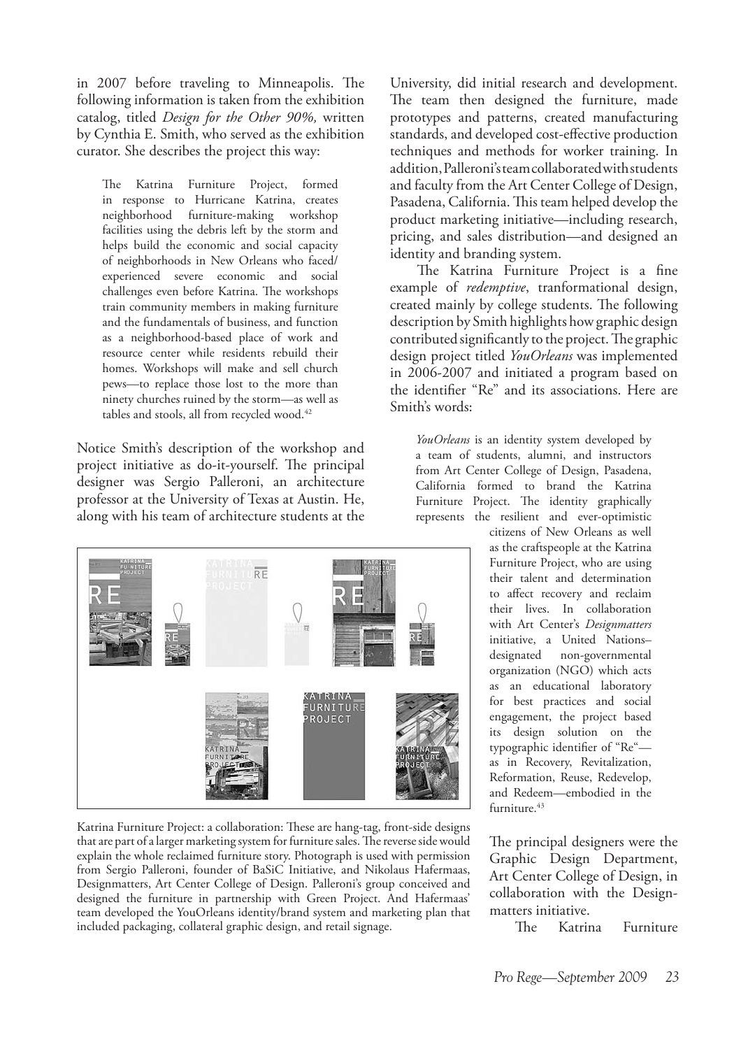in 2007 before traveling to Minneapolis. The following information is taken from the exhibition catalog, titled *Design for the Other 90%,* written by Cynthia E. Smith, who served as the exhibition curator. She describes the project this way:

> The Katrina Furniture Project, formed in response to Hurricane Katrina, creates neighborhood furniture-making workshop facilities using the debris left by the storm and helps build the economic and social capacity of neighborhoods in New Orleans who faced/experienced severe economic and social challenges even before Katrina. The workshops train community members in making furniture and the fundamentals of business, and function as a neighborhood-based place of work and resource center while residents rebuild their homes. Workshops will make and sell church pews—to replace those lost to the more than ninety churches ruined by the storm—as well as tables and stools, all from recycled wood.[42]

Notice Smith's description of the workshop and project initiative as do-it-yourself. The principal designer was Sergio Palleroni, an architecture professor at the University of Texas at Austin. He, along with his team of architecture students at the University, did initial research and development. The team then designed the furniture, made prototypes and patterns, created manufacturing standards, and developed cost-effective production techniques and methods for worker training. In addition, Palleroni's team collaborated with students and faculty from the Art Center College of Design, Pasadena, California. This team helped develop the product marketing initiative—including research, pricing, and sales distribution—and designed an identity and branding system.

Katrina Furniture Project: a collaboration: These are hang-tag, front-side designs that are part of a larger marketing system for furniture sales. The reverse side would explain the whole reclaimed furniture story. Photograph is used with permission from Sergio Palleroni, founder of BaSiC Initiative, and Nikolaus Hafermaas, Designmatters, Art Center College of Design. Palleroni's group conceived and designed the furniture in partnership with Green Project. And Hafermaas' team developed the YouOrleans identity/brand system and marketing plan that included packaging, collateral graphic design, and retail signage.

The Katrina Furniture Project is a fine example of *redemptive*, tranformational design, created mainly by college students. The following description by Smith highlights how graphic design contributed significantly to the project. The graphic design project titled *YouOrleans* was implemented in 2006-2007 and initiated a program based on the identifier "Re" and its associations. Here are Smith's words:

> *YouOrleans* is an identity system developed by a team of students, alumni, and instructors from Art Center College of Design, Pasadena, California formed to brand the Katrina Furniture Project. The identity graphically represents the resilient and ever-optimistic citizens of New Orleans as well as the craftspeople at the Katrina Furniture Project, who are using their talent and determination to affect recovery and reclaim their lives. In collaboration with Art Center's *Designmatters* initiative, a United Nations–designated non-governmental organization (NGO) which acts as an educational laboratory for best practices and social engagement, the project based its design solution on the typographic identifier of "Re"—as in Recovery, Revitalization, Reformation, Reuse, Redevelop, and Redeem—embodied in the furniture.[43]

The principal designers were the Graphic Design Department, Art Center College of Design, in collaboration with the Designmatters initiative.

The Katrina Furniture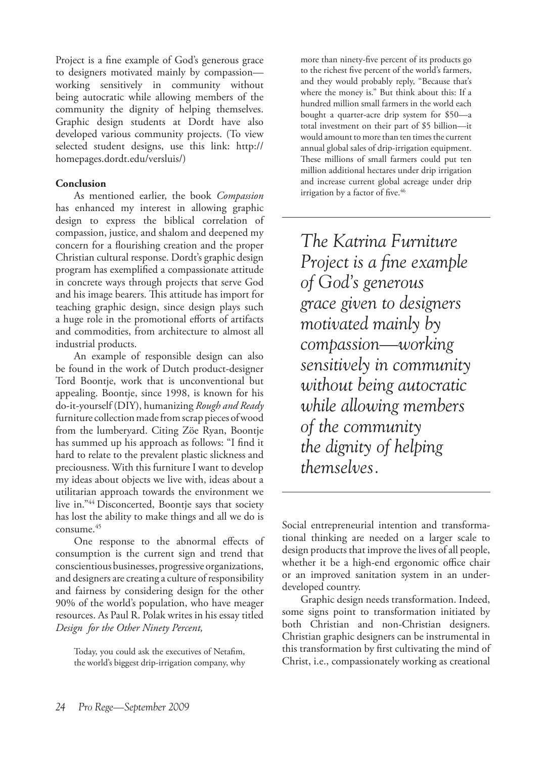Project is a fine example of God's generous grace to designers motivated mainly by compassion—working sensitively in community without being autocratic while allowing members of the community the dignity of helping themselves. Graphic design students at Dordt have also developed various community projects. (To view selected student designs, use this link: http://homepages.dordt.edu/versluis/)

**Conclusion**

As mentioned earlier, the book *Compassion* has enhanced my interest in allowing graphic design to express the biblical correlation of compassion, justice, and shalom and deepened my concern for a flourishing creation and the proper Christian cultural response. Dordt's graphic design program has exemplified a compassionate attitude in concrete ways through projects that serve God and his image bearers. This attitude has import for teaching graphic design, since design plays such a huge role in the promotional efforts of artifacts and commodities, from architecture to almost all industrial products.

An example of responsible design can also be found in the work of Dutch product-designer Tord Boontje, work that is unconventional but appealing. Boontje, since 1998, is known for his do-it-yourself (DIY), humanizing *Rough and Ready* furniture collection made from scrap pieces of wood from the lumberyard. Citing Zöe Ryan, Boontje has summed up his approach as follows: "I find it hard to relate to the prevalent plastic slickness and preciousness. With this furniture I want to develop my ideas about objects we live with, ideas about a utilitarian approach towards the environment we live in."[44] Disconcerted, Boontje says that society has lost the ability to make things and all we do is consume.[45]

One response to the abnormal effects of consumption is the current sign and trend that conscientious businesses, progressive organizations, and designers are creating a culture of responsibility and fairness by considering design for the other 90% of the world's population, who have meager resources. As Paul R. Polak writes in his essay titled *Design for the Other Ninety Percent,*

> Today, you could ask the executives of Netafim, the world's biggest drip-irrigation company, why more than ninety-five percent of its products go to the richest five percent of the world's farmers, and they would probably reply, "Because that's where the money is." But think about this: If a hundred million small farmers in the world each bought a quarter-acre drip system for $50—a total investment on their part of $5 billion—it would amount to more than ten times the current annual global sales of drip-irrigation equipment. These millions of small farmers could put ten million additional hectares under drip irrigation and increase current global acreage under drip irrigation by a factor of five.[46]

> *The Katrina Furniture Project is a fine example of God's generous grace given to designers motivated mainly by compassion—working sensitively in community without being autocratic while allowing members of the community the dignity of helping themselves.*

Social entrepreneurial intention and transformational thinking are needed on a larger scale to design products that improve the lives of all people, whether it be a high-end ergonomic office chair or an improved sanitation system in an underdeveloped country.

Graphic design needs transformation. Indeed, some signs point to transformation initiated by both Christian and non-Christian designers. Christian graphic designers can be instrumental in this transformation by first cultivating the mind of Christ, i.e., compassionately working as creational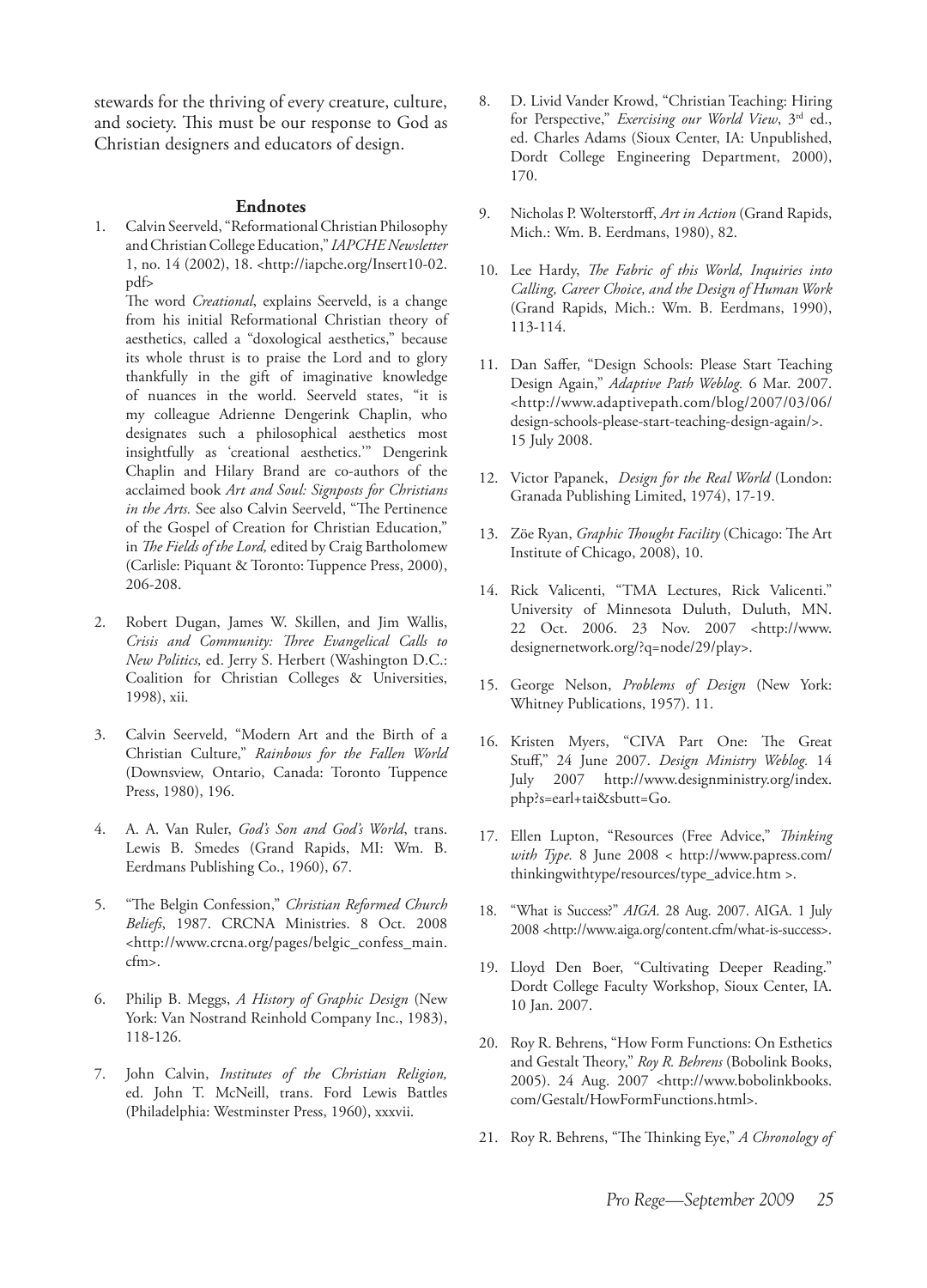stewards for the thriving of every creature, culture, and society. This must be our response to God as Christian designers and educators of design.

### Endnotes

1. Calvin Seerveld, "Reformational Christian Philosophy and Christian College Education," *IAPCHE Newsletter* 1, no. 14 (2002), 18. <http://iapche.org/Insert10-02.pdf>

   The word *Creational*, explains Seerveld, is a change from his initial Reformational Christian theory of aesthetics, called a "doxological aesthetics," because its whole thrust is to praise the Lord and to glory thankfully in the gift of imaginative knowledge of nuances in the world. Seerveld states, "it is my colleague Adrienne Dengerink Chaplin, who designates such a philosophical aesthetics most insightfully as 'creational aesthetics.'" Dengerink Chaplin and Hilary Brand are co-authors of the acclaimed book *Art and Soul: Signposts for Christians in the Arts.* See also Calvin Seerveld, "The Pertinence of the Gospel of Creation for Christian Education," in *The Fields of the Lord,* edited by Craig Bartholomew (Carlisle: Piquant & Toronto: Tuppence Press, 2000), 206-208.

2. Robert Dugan, James W. Skillen, and Jim Wallis, *Crisis and Community: Three Evangelical Calls to New Politics,* ed. Jerry S. Herbert (Washington D.C.: Coalition for Christian Colleges & Universities, 1998), xii.

3. Calvin Seerveld, "Modern Art and the Birth of a Christian Culture," *Rainbows for the Fallen World* (Downsview, Ontario, Canada: Toronto Tuppence Press, 1980), 196.

4. A. A. Van Ruler, *God's Son and God's World*, trans. Lewis B. Smedes (Grand Rapids, MI: Wm. B. Eerdmans Publishing Co., 1960), 67.

5. "The Belgin Confession," *Christian Reformed Church Beliefs*, 1987. CRCNA Ministries. 8 Oct. 2008 <http://www.crcna.org/pages/belgic_confess_main.cfm>.

6. Philip B. Meggs, *A History of Graphic Design* (New York: Van Nostrand Reinhold Company Inc., 1983), 118-126.

7. John Calvin, *Institutes of the Christian Religion,* ed. John T. McNeill, trans. Ford Lewis Battles (Philadelphia: Westminster Press, 1960), xxxvii.

8. D. Livid Vander Krowd, "Christian Teaching: Hiring for Perspective," *Exercising our World View*, 3rd ed., ed. Charles Adams (Sioux Center, IA: Unpublished, Dordt College Engineering Department, 2000), 170.

9. Nicholas P. Wolterstorff, *Art in Action* (Grand Rapids, Mich.: Wm. B. Eerdmans, 1980), 82.

10. Lee Hardy, *The Fabric of this World, Inquiries into Calling, Career Choice, and the Design of Human Work* (Grand Rapids, Mich.: Wm. B. Eerdmans, 1990), 113-114.

11. Dan Saffer, "Design Schools: Please Start Teaching Design Again," *Adaptive Path Weblog.* 6 Mar. 2007. <http://www.adaptivepath.com/blog/2007/03/06/design-schools-please-start-teaching-design-again/>. 15 July 2008.

12. Victor Papanek, *Design for the Real World* (London: Granada Publishing Limited, 1974), 17-19.

13. Zöe Ryan, *Graphic Thought Facility* (Chicago: The Art Institute of Chicago, 2008), 10.

14. Rick Valicenti, "TMA Lectures, Rick Valicenti." University of Minnesota Duluth, Duluth, MN. 22 Oct. 2006. 23 Nov. 2007 <http://www.designernetwork.org/?q=node/29/play>.

15. George Nelson, *Problems of Design* (New York: Whitney Publications, 1957). 11.

16. Kristen Myers, "CIVA Part One: The Great Stuff," 24 June 2007. *Design Ministry Weblog.* 14 July 2007 http://www.designministry.org/index.php?s=earl+tai&sbutt=Go.

17. Ellen Lupton, "Resources (Free Advice," *Thinking with Type.* 8 June 2008 < http://www.papress.com/thinkingwithtype/resources/type_advice.htm >.

18. "What is Success?" *AIGA.* 28 Aug. 2007. AIGA. 1 July 2008 <http://www.aiga.org/content.cfm/what-is-success>.

19. Lloyd Den Boer, "Cultivating Deeper Reading." Dordt College Faculty Workshop, Sioux Center, IA. 10 Jan. 2007.

20. Roy R. Behrens, "How Form Functions: On Esthetics and Gestalt Theory," *Roy R. Behrens* (Bobolink Books, 2005). 24 Aug. 2007 <http://www.bobolinkbooks.com/Gestalt/HowFormFunctions.html>.

21. Roy R. Behrens, "The Thinking Eye," *A Chronology of*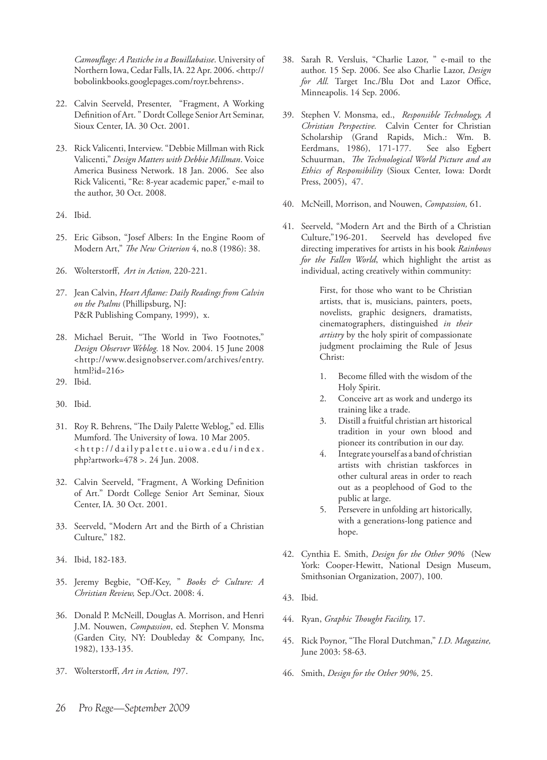*Camouflage: A Pastiche in a Bouillabaisse*. University of Northern Iowa, Cedar Falls, IA. 22 Apr. 2006. <http://bobolinkbooks.googlepages.com/royr.behrens>.

22. Calvin Seerveld, Presenter, "Fragment, A Working Definition of Art." Dordt College Senior Art Seminar, Sioux Center, IA. 30 Oct. 2001.

23. Rick Valicenti, Interview. "Debbie Millman with Rick Valicenti," *Design Matters with Debbie Millman*. Voice America Business Network. 18 Jan. 2006. See also Rick Valicenti, "Re: 8-year academic paper," e-mail to the author, 30 Oct. 2008.

24. Ibid.

25. Eric Gibson, "Josef Albers: In the Engine Room of Modern Art," *The New Criterion* 4, no.8 (1986): 38.

26. Wolterstorff, *Art in Action,* 220-221.

27. Jean Calvin, *Heart Aflame: Daily Readings from Calvin on the Psalms* (Phillipsburg, NJ: P&R Publishing Company, 1999), x.

28. Michael Beruit, "The World in Two Footnotes," *Design Observer Weblog.* 18 Nov. 2004. 15 June 2008 <http://www.designobserver.com/archives/entry.html?id=216>

29. Ibid.

30. Ibid.

31. Roy R. Behrens, "The Daily Palette Weblog," ed. Ellis Mumford. The University of Iowa. 10 Mar 2005. <http://dailypalette.uiowa.edu/index.php?artwork=478 >. 24 Jun. 2008.

32. Calvin Seerveld, "Fragment, A Working Definition of Art." Dordt College Senior Art Seminar, Sioux Center, IA. 30 Oct. 2001.

33. Seerveld, "Modern Art and the Birth of a Christian Culture," 182.

34. Ibid, 182-183.

35. Jeremy Begbie, "Off-Key, " *Books & Culture: A Christian Review,* Sep./Oct. 2008: 4.

36. Donald P. McNeill, Douglas A. Morrison, and Henri J.M. Nouwen, *Compassion*, ed. Stephen V. Monsma (Garden City, NY: Doubleday & Company, Inc, 1982), 133-135.

37. Wolterstorff, *Art in Action, 1*97.

38. Sarah R. Versluis, "Charlie Lazor, " e-mail to the author. 15 Sep. 2006. See also Charlie Lazor, *Design for All.* Target Inc./Blu Dot and Lazor Office, Minneapolis. 14 Sep. 2006.

39. Stephen V. Monsma, ed., *Responsible Technology, A Christian Perspective.* Calvin Center for Christian Scholarship (Grand Rapids, Mich.: Wm. B. Eerdmans, 1986), 171-177. See also Egbert Schuurman, *The Technological World Picture and an Ethics of Responsibility* (Sioux Center, Iowa: Dordt Press, 2005), 47.

40. McNeill, Morrison, and Nouwen, *Compassion,* 61.

41. Seerveld, "Modern Art and the Birth of a Christian Culture,"196-201. Seerveld has developed five directing imperatives for artists in his book *Rainbows for the Fallen World*, which highlight the artist as individual, acting creatively within community:

    First, for those who want to be Christian artists, that is, musicians, painters, poets, novelists, graphic designers, dramatists, cinematographers, distinguished *in their artistry* by the holy spirit of compassionate judgment proclaiming the Rule of Jesus Christ:

    1. Become filled with the wisdom of the Holy Spirit.
    2. Conceive art as work and undergo its training like a trade.
    3. Distill a fruitful christian art historical tradition in your own blood and pioneer its contribution in our day.
    4. Integrate yourself as a band of christian artists with christian taskforces in other cultural areas in order to reach out as a peoplehood of God to the public at large.
    5. Persevere in unfolding art historically, with a generations-long patience and hope.

42. Cynthia E. Smith, *Design for the Other 90%* (New York: Cooper-Hewitt, National Design Museum, Smithsonian Organization, 2007), 100.

43. Ibid.

44. Ryan, *Graphic Thought Facility,* 17.

45. Rick Poynor, "The Floral Dutchman," *I.D. Magazine,* June 2003: 58-63.

46. Smith, *Design for the Other 90%,* 25.